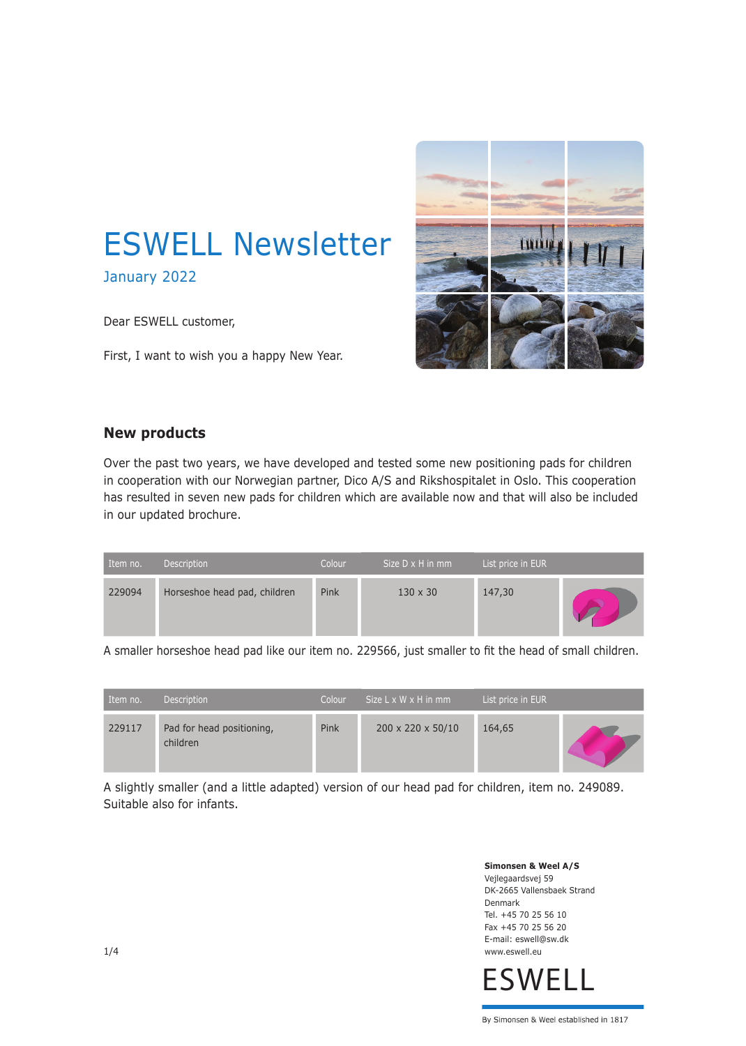# ESWELL Newsletter

January 2022

Dear ESWELL customer,

First, I want to wish you a happy New Year.

## New products

Over the past two years, we have developed and tested some new positioning pads for children in cooperation with our Norwegian partner, Dico A/S and Rikshospitalet in Oslo. This cooperation has resulted in seven new pads for children which are available now and that will also be included in our updated brochure.

| Item no. | Description | Colour | Size D x H in mm | List price in EUR | |
|---|---|---|---|---|---|
| 229094 | Horseshoe head pad, children | Pink | 130 x 30 | 147,30 | |

A smaller horseshoe head pad like our item no. 229566, just smaller to fit the head of small children.

| Item no. | Description | Colour | Size L x W x H in mm | List price in EUR | |
|---|---|---|---|---|---|
| 229117 | Pad for head positioning, children | Pink | 200 x 220 x 50/10 | 164,65 | |

A slightly smaller (and a little adapted) version of our head pad for children, item no. 249089. Suitable also for infants.

**Simonsen & Weel A/S**
Vejlegaardsvej 59
DK-2665 Vallensbaek Strand
Denmark
Tel. +45 70 25 56 10
Fax +45 70 25 56 20
E-mail: eswell@sw.dk
www.eswell.eu

ESWELL

By Simonsen & Weel established in 1817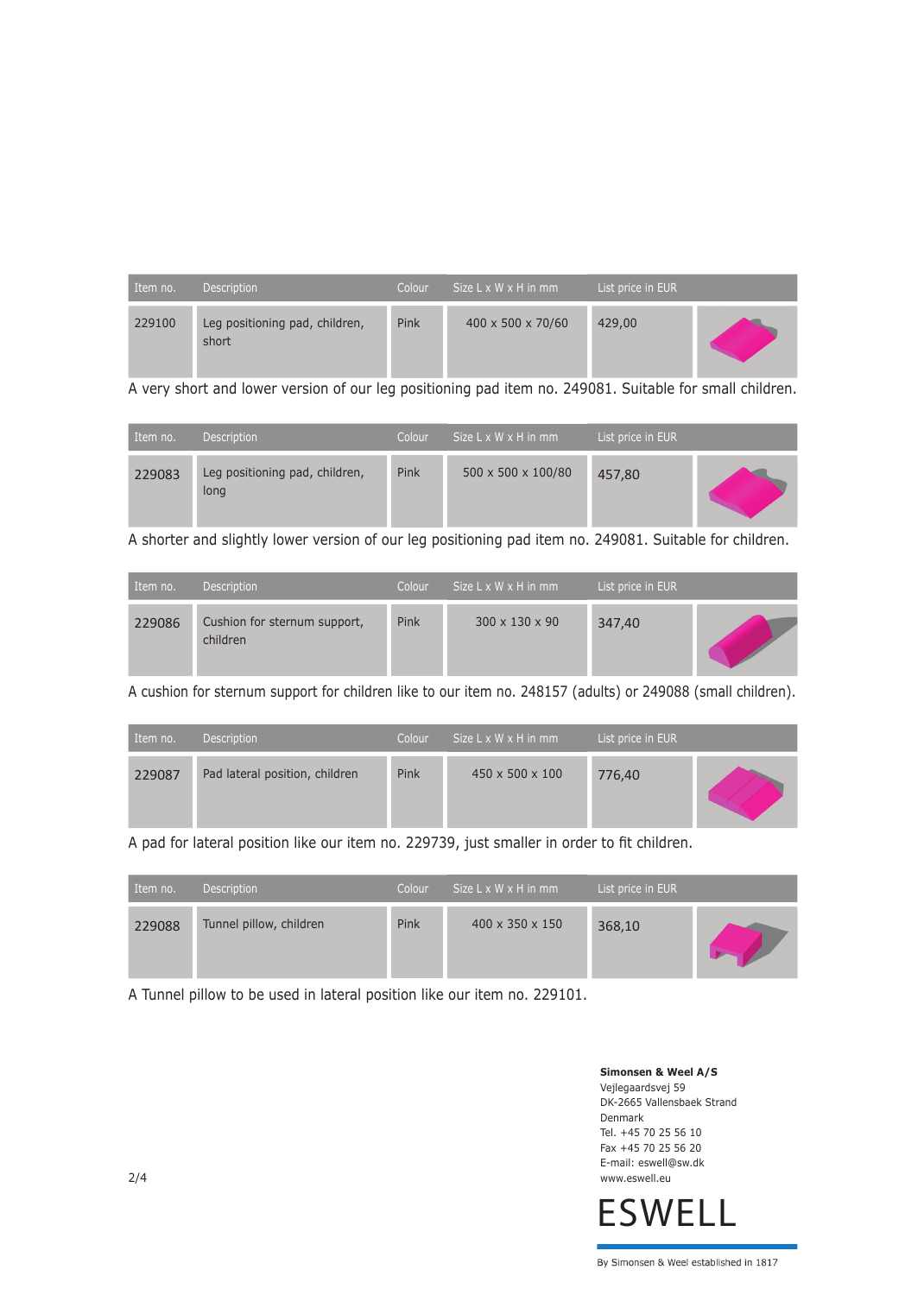| Item no. | Description | Colour | Size L x W x H in mm | List price in EUR |
|---|---|---|---|---|
| 229100 | Leg positioning pad, children, short | Pink | 400 x 500 x 70/60 | 429,00 |

A very short and lower version of our leg positioning pad item no. 249081. Suitable for small children.

| Item no. | Description | Colour | Size L x W x H in mm | List price in EUR |
|---|---|---|---|---|
| 229083 | Leg positioning pad, children, long | Pink | 500 x 500 x 100/80 | 457,80 |

A shorter and slightly lower version of our leg positioning pad item no. 249081. Suitable for children.

| Item no. | Description | Colour | Size L x W x H in mm | List price in EUR |
|---|---|---|---|---|
| 229086 | Cushion for sternum support, children | Pink | 300 x 130 x 90 | 347,40 |

A cushion for sternum support for children like to our item no. 248157 (adults) or 249088 (small children).

| Item no. | Description | Colour | Size L x W x H in mm | List price in EUR |
|---|---|---|---|---|
| 229087 | Pad lateral position, children | Pink | 450 x 500 x 100 | 776,40 |

A pad for lateral position like our item no. 229739, just smaller in order to fit children.

| Item no. | Description | Colour | Size L x W x H in mm | List price in EUR |
|---|---|---|---|---|
| 229088 | Tunnel pillow, children | Pink | 400 x 350 x 150 | 368,10 |

A Tunnel pillow to be used in lateral position like our item no. 229101.

**Simonsen & Weel A/S**
Vejlegaardsvej 59
DK-2665 Vallensbaek Strand
Denmark
Tel. +45 70 25 56 10
Fax +45 70 25 56 20
E-mail: eswell@sw.dk
www.eswell.eu

ESWELL

By Simonsen & Weel established in 1817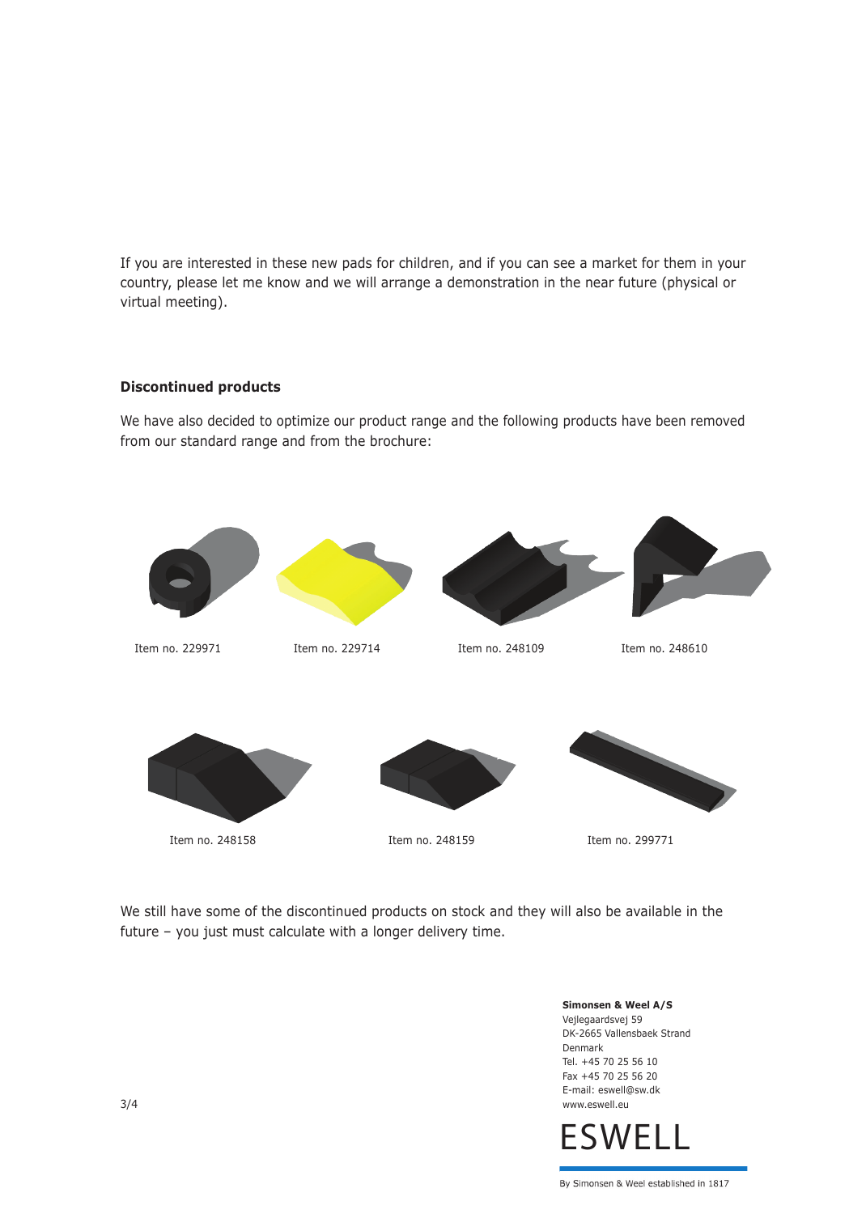If you are interested in these new pads for children, and if you can see a market for them in your country, please let me know and we will arrange a demonstration in the near future (physical or virtual meeting).

**Discontinued products**

We have also decided to optimize our product range and the following products have been removed from our standard range and from the brochure:

Item no. 229971

Item no. 229714

Item no. 248109

Item no. 248610

Item no. 248158

Item no. 248159

Item no. 299771

We still have some of the discontinued products on stock and they will also be available in the future – you just must calculate with a longer delivery time.

**Simonsen & Weel A/S**
Vejlegaardsvej 59
DK-2665 Vallensbaek Strand
Denmark
Tel. +45 70 25 56 10
Fax +45 70 25 56 20
E-mail: eswell@sw.dk
www.eswell.eu

ESWELL

By Simonsen & Weel established in 1817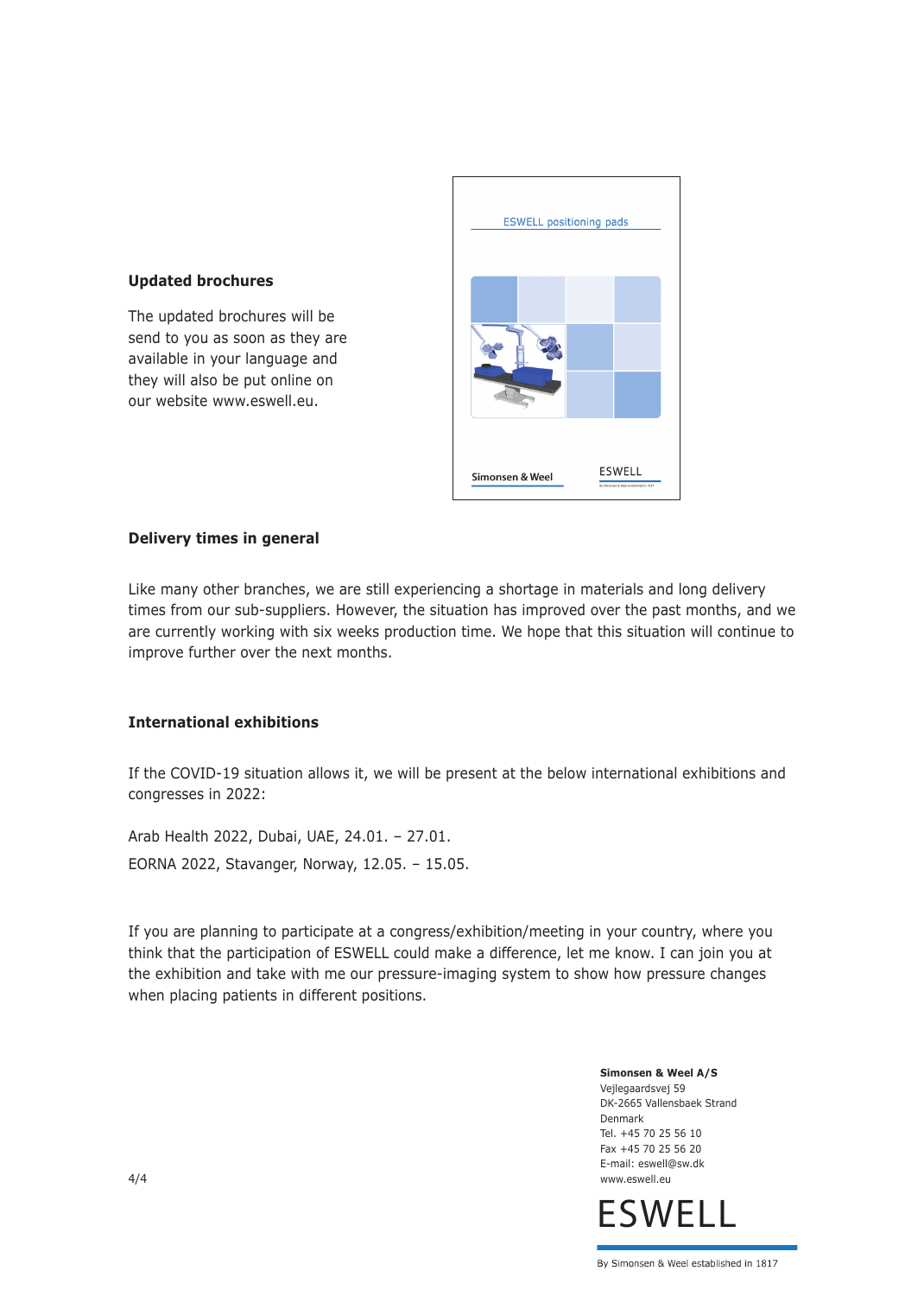## Updated brochures

The updated brochures will be send to you as soon as they are available in your language and they will also be put online on our website www.eswell.eu.

## Delivery times in general

Like many other branches, we are still experiencing a shortage in materials and long delivery times from our sub-suppliers. However, the situation has improved over the past months, and we are currently working with six weeks production time. We hope that this situation will continue to improve further over the next months.

## International exhibitions

If the COVID-19 situation allows it, we will be present at the below international exhibitions and congresses in 2022:

Arab Health 2022, Dubai, UAE, 24.01. – 27.01.

EORNA 2022, Stavanger, Norway, 12.05. – 15.05.

If you are planning to participate at a congress/exhibition/meeting in your country, where you think that the participation of ESWELL could make a difference, let me know. I can join you at the exhibition and take with me our pressure-imaging system to show how pressure changes when placing patients in different positions.

**Simonsen & Weel A/S**
Vejlegaardsvej 59
DK-2665 Vallensbaek Strand
Denmark
Tel. +45 70 25 56 10
Fax +45 70 25 56 20
E-mail: eswell@sw.dk
www.eswell.eu

ESWELL

By Simonsen & Weel established in 1817